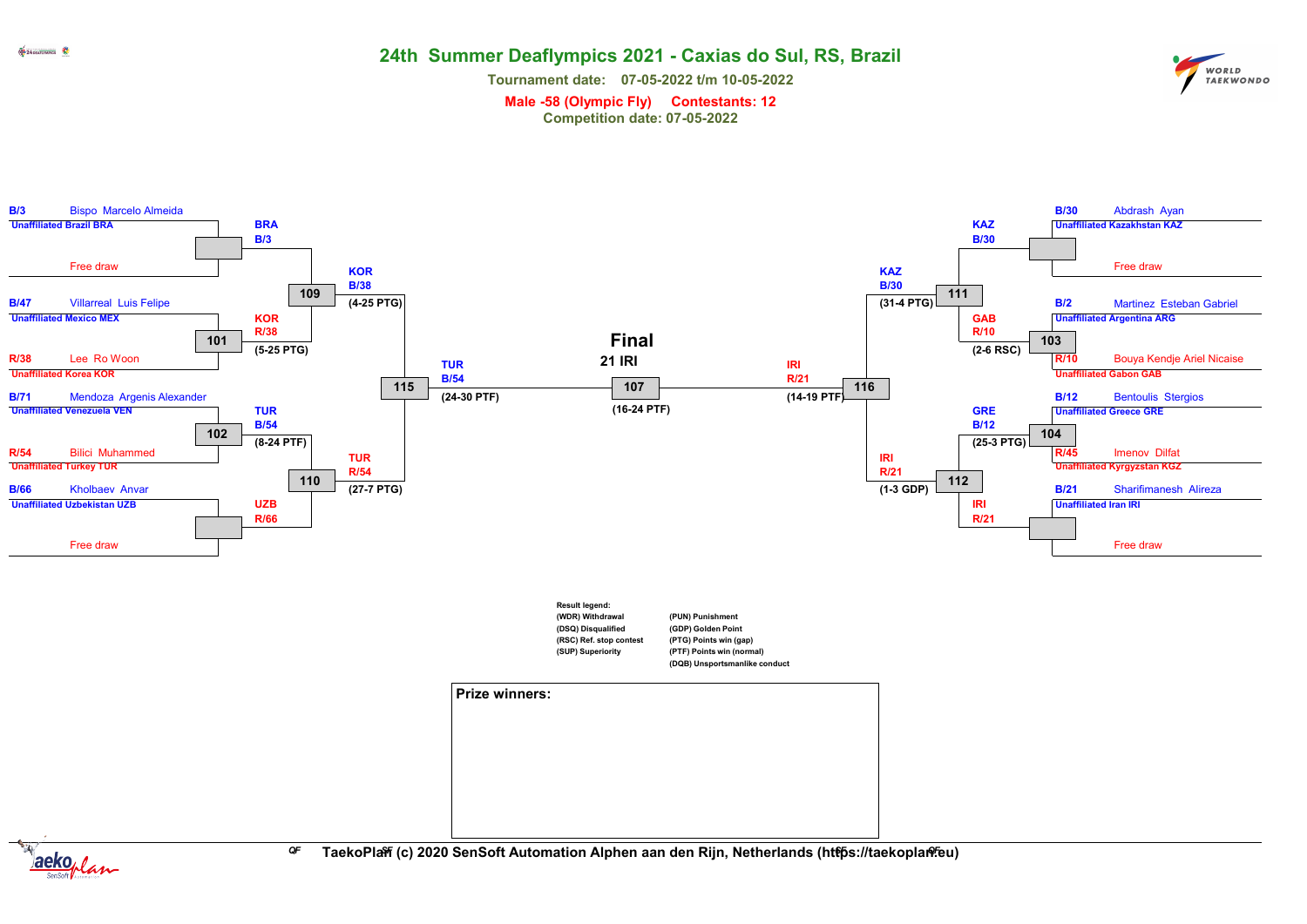# 24th Summer Deaflympics 2021 - Caxias do Sul, RS, Brazil

**Tournament date: 07-05-2022 t/m 10-05-2022**

**Male -58 (Olympic Fly) Contestants: 12**

**Competition date: 07-05-2022**

## Contestants

| Pos | Name | Team |
|---|---|---|
| B/3 | Bispo Marcelo Almeida | Unaffiliated Brazil BRA |
| | Free draw | |
| B/47 | Villarreal Luis Felipe | Unaffiliated Mexico MEX |
| R/38 | Lee Ro Woon | Unaffiliated Korea KOR |
| B/71 | Mendoza Argenis Alexander | Unaffiliated Venezuela VEN |
| R/54 | Bilici Muhammed | Unaffiliated Turkey TUR |
| B/66 | Kholbaev Anvar | Unaffiliated Uzbekistan UZB |
| | Free draw | |
| B/30 | Abdrash Ayan | Unaffiliated Kazakhstan KAZ |
| | Free draw | |
| B/2 | Martinez Esteban Gabriel | Unaffiliated Argentina ARG |
| R/10 | Bouya Kendje Ariel Nicaise | Unaffiliated Gabon GAB |
| B/12 | Bentoulis Stergios | Unaffiliated Greece GRE |
| R/45 | Imenov Dilfat | Unaffiliated Kyrgyzstan KGZ |
| B/21 | Sharifimanesh Alireza | Unaffiliated Iran IRI |
| | Free draw | |

## Results

| Contest | Winner | Result |
|---|---|---|
| (bye) | BRA B/3 | |
| 101 | KOR R/38 | (5-25 PTG) |
| 102 | TUR B/54 | (8-24 PTF) |
| (bye) | UZB R/66 | |
| 109 | KOR B/38 | (4-25 PTG) |
| 110 | TUR R/54 | (27-7 PTG) |
| 115 | TUR B/54 | (24-30 PTF) |
| (bye) | KAZ B/30 | |
| 103 | GAB R/10 | (2-6 RSC) |
| 104 | GRE B/12 | (25-3 PTG) |
| (bye) | IRI R/21 | |
| 111 | KAZ B/30 | (31-4 PTG) |
| 112 | IRI R/21 | (1-3 GDP) |
| 116 | IRI R/21 | (14-19 PTF) |
| 107 (Final) | 21 IRI | (16-24 PTF) |

**Result legend:**

- (WDR) Withdrawal
- (DSQ) Disqualified
- (RSC) Ref. stop contest
- (SUP) Superiority
- (PUN) Punishment
- (GDP) Golden Point
- (PTG) Points win (gap)
- (PTF) Points win (normal)
- (DQB) Unsportsmanlike conduct

**Prize winners:**

TaekoPlan (c) 2020 SenSoft Automation Alphen aan den Rijn, Netherlands (https://taekoplan.eu)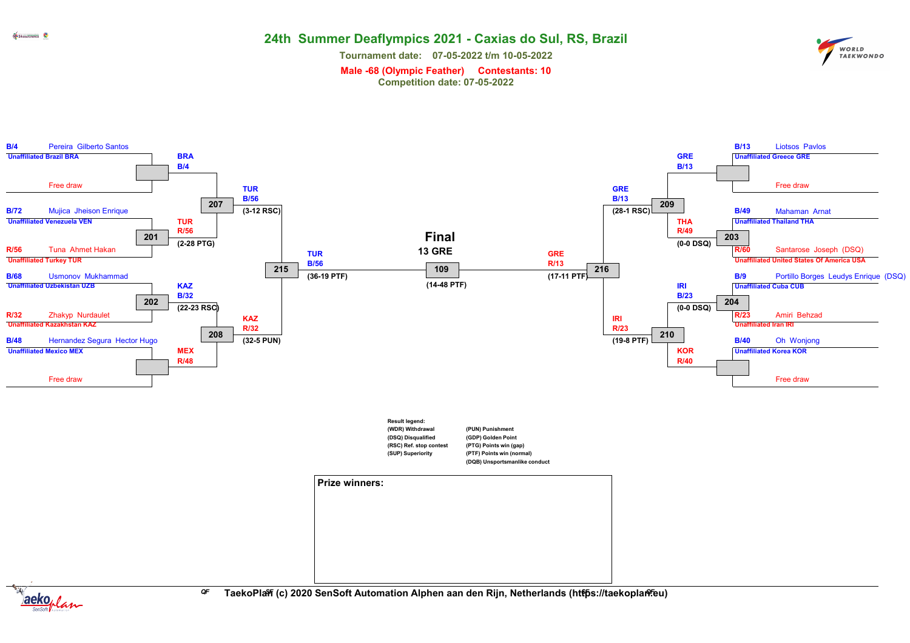# 24th Summer Deaflympics 2021 - Caxias do Sul, RS, Brazil

**Tournament date: 07-05-2022 t/m 10-05-2022**

**Male -68 (Olympic Feather) Contestants: 10**

**Competition date: 07-05-2022**

## Left side of bracket

**B/4** Pereira Gilberto Santos — Unaffiliated Brazil BRA
Free draw
→ BRA B/4

**B/72** Mujica Jheison Enrique — Unaffiliated Venezuela VEN
**R/56** Tuna Ahmet Hakan — Unaffiliated Turkey TUR
Match 201 → TUR R/56 (2-28 PTG)

Match 207: BRA B/4 vs TUR R/56 → TUR B/56 (3-12 RSC)

**B/68** Usmonov Mukhammad — Unaffiliated Uzbekistan UZB
**R/32** Zhakyp Nurdaulet — Unaffiliated Kazakhstan KAZ
Match 202 → KAZ B/32 (22-23 RSC)

**B/48** Hernandez Segura Hector Hugo — Unaffiliated Mexico MEX
Free draw
→ MEX R/48

Match 208: KAZ B/32 vs MEX R/48 → KAZ R/32 (32-5 PUN)

Match 215: TUR B/56 vs KAZ R/32 → TUR B/56 (36-19 PTF)

## Final

**Match 109: TUR B/56 vs GRE R/13 → 13 GRE (14-48 PTF)**

## Right side of bracket

**B/13** Liotsos Pavlos — Unaffiliated Greece GRE
Free draw
→ GRE B/13

**B/49** Mahaman Arnat — Unaffiliated Thailand THA
**R/60** Santarose Joseph (DSQ) — Unaffiliated United States Of America USA
Match 203 → THA R/49 (0-0 DSQ)

Match 209: GRE B/13 vs THA R/49 → GRE B/13 (28-1 RSC)

**B/9** Portillo Borges Leudys Enrique (DSQ) — Unaffiliated Cuba CUB
**R/23** Amiri Behzad — Unaffiliated Iran IRI
Match 204 → IRI B/23 (0-0 DSQ)

**B/40** Oh Wonjong — Unaffiliated Korea KOR
Free draw
→ KOR R/40

Match 210: IRI B/23 vs KOR R/40 → IRI R/23 (19-8 PTF)

Match 216: GRE B/13 vs IRI R/23 → GRE R/13 (17-11 PTF)

**Result legend:**

- (WDR) Withdrawal
- (DSQ) Disqualified
- (RSC) Ref. stop contest
- (SUP) Superiority
- (PUN) Punishment
- (GDP) Golden Point
- (PTG) Points win (gap)
- (PTF) Points win (normal)
- (DQB) Unsportsmanlike conduct

**Prize winners:**

TaekoPlan (c) 2020 SenSoft Automation Alphen aan den Rijn, Netherlands (https://taekoplan.eu)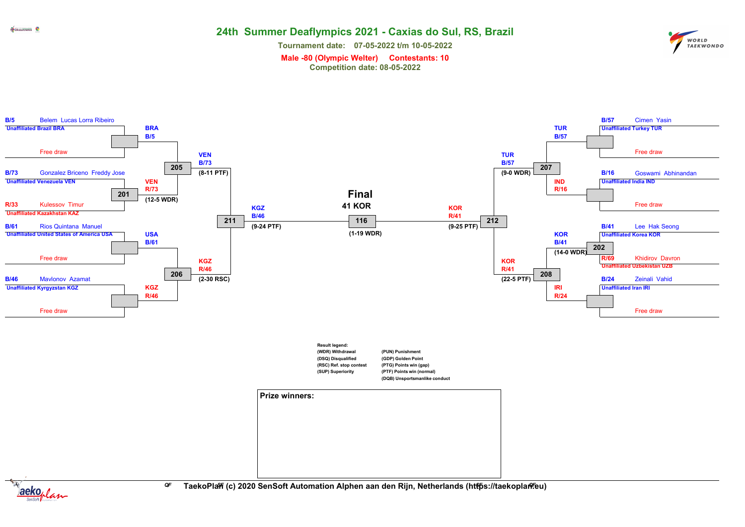# 24th Summer Deaflympics 2021 - Caxias do Sul, RS, Brazil

**Tournament date: 07-05-2022 t/m 10-05-2022**

**Male -80 (Olympic Welter) Contestants: 10**

**Competition date: 08-05-2022**

## Left side of bracket

| Seed | Contestant | Team |
| --- | --- | --- |
| B/5 | Belem Lucas Lorra Ribeiro | Unaffiliated Brazil BRA |
| | Free draw | |
| B/73 | Gonzalez Briceno Freddy Jose | Unaffiliated Venezuela VEN |
| R/33 | Kulessov Timur | Unaffiliated Kazakhstan KAZ |
| B/61 | Rios Quintana Manuel | Unaffiliated United States of America USA |
| | Free draw | |
| B/46 | Mavlonov Azamat | Unaffiliated Kyrgyzstan KGZ |
| | Free draw | |

## Right side of bracket

| Seed | Contestant | Team |
| --- | --- | --- |
| B/57 | Cimen Yasin | Unaffiliated Turkey TUR |
| | Free draw | |
| B/16 | Goswami Abhinandan | Unaffiliated India IND |
| | Free draw | |
| B/41 | Lee Hak Seong | Unaffiliated Korea KOR |
| R/69 | Khidirov Davron | Unaffiliated Uzbekistan UZB |
| B/24 | Zeinali Vahid | Unaffiliated Iran IRI |
| | Free draw | |

## Matches

| Match | Blue | Red | Winner | Result |
| --- | --- | --- | --- | --- |
| 201 | VEN B/73 | KAZ R/33 | VEN R/73 | (12-5 WDR) |
| 202 | KOR B/41 | UZB R/69 | KOR B/41 | (14-0 WDR) |
| 205 | BRA B/5 | VEN R/73 | VEN B/73 | (8-11 PTF) |
| 206 | USA B/61 | KGZ R/46 | KGZ R/46 | (2-30 RSC) |
| 207 | TUR B/57 | IND R/16 | TUR B/57 | (9-0 WDR) |
| 208 | KOR B/41 | IRI R/24 | KOR R/41 | (22-5 PTF) |
| 211 | VEN B/73 | KGZ R/46 | KGZ B/46 | (9-24 PTF) |
| 212 | TUR B/57 | KOR R/41 | KOR R/41 | (9-25 PTF) |
| 116 (Final) | KGZ B/46 | KOR R/41 | 41 KOR | (1-19 WDR) |

**Final**
**41 KOR**

Result legend:

- (WDR) Withdrawal
- (DSQ) Disqualified
- (RSC) Ref. stop contest
- (SUP) Superiority
- (PUN) Punishment
- (GDP) Golden Point
- (PTG) Points win (gap)
- (PTF) Points win (normal)
- (DQB) Unsportsmanlike conduct

**Prize winners:**

TaekoPlan (c) 2020 SenSoft Automation Alphen aan den Rijn, Netherlands (https://taekoplan.eu)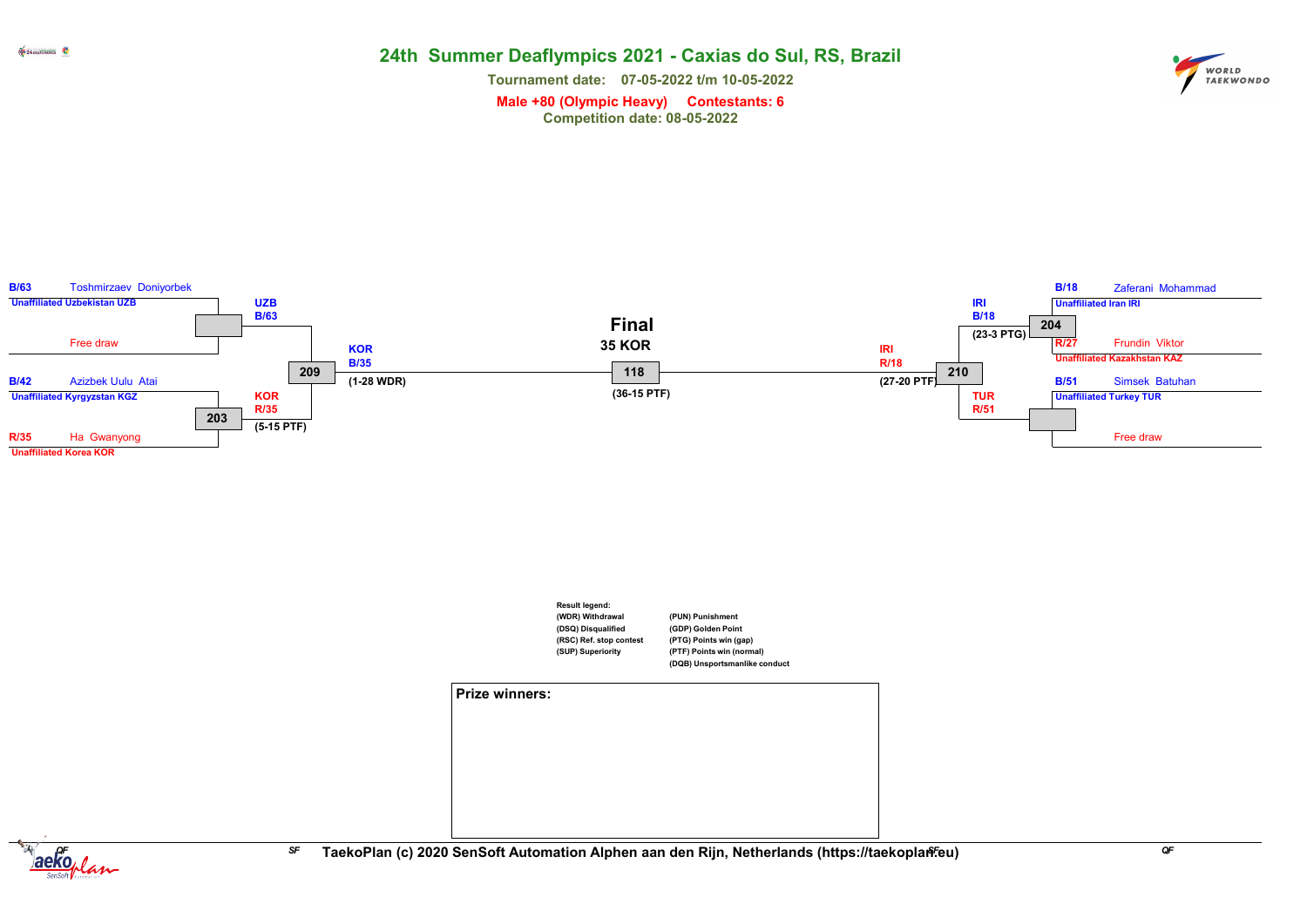# 24th Summer Deaflympics 2021 - Caxias do Sul, RS, Brazil

**Tournament date: 07-05-2022 t/m 10-05-2022**

**Male +80 (Olympic Heavy) Contestants: 6**

**Competition date: 08-05-2022**

## Left side

B/63 Toshmirzaev Doniyorbek
Unaffiliated Uzbekistan UZB

Free draw

→ UZB B/63

B/42 Azizbek Uulu Atai
Unaffiliated Kyrgyzstan KGZ

R/35 Ha Gwanyong
Unaffiliated Korea KOR

Contest 203 → KOR R/35 (5-15 PTF)

Contest 209 → KOR B/35 (1-28 WDR)

## Final

**Final**

**35 KOR**

Contest 118 (36-15 PTF)

## Right side

B/18 Zaferani Mohammad
Unaffiliated Iran IRI

R/27 Frundin Viktor
Unaffiliated Kazakhstan KAZ

Contest 204 → IRI B/18 (23-3 PTG)

B/51 Simsek Batuhan
Unaffiliated Turkey TUR

Free draw

→ TUR R/51

Contest 210 → IRI R/18 (27-20 PTF)

## Result legend

| | |
|---|---|
| (WDR) Withdrawal | (PUN) Punishment |
| (DSQ) Disqualified | (GDP) Golden Point |
| (RSC) Ref. stop contest | (PTG) Points win (gap) |
| (SUP) Superiority | (PTF) Points win (normal) |
| | (DQB) Unsportsmanlike conduct |

**Prize winners:**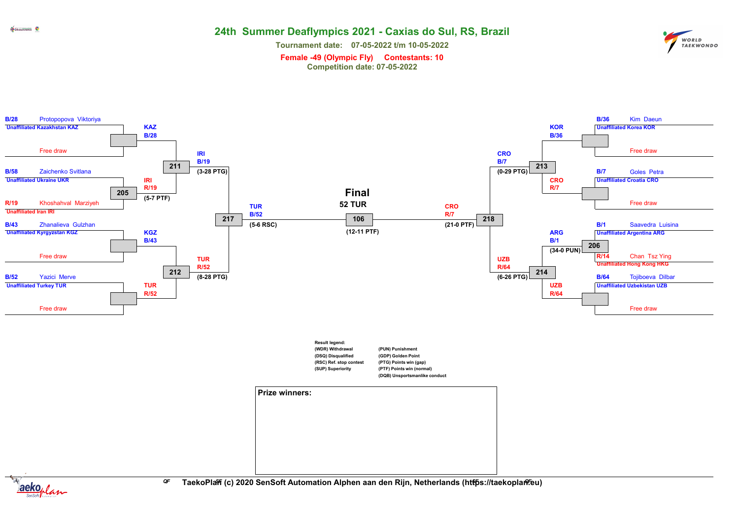# 24th Summer Deaflympics 2021 - Caxias do Sul, RS, Brazil

**Tournament date: 07-05-2022 t/m 10-05-2022**

**Female -49 (Olympic Fly) Contestants: 10**

**Competition date: 07-05-2022**

## Left half of bracket

B/28 Protopopova Viktoriya — Unaffiliated Kazakhstan KAZ
vs Free draw
→ KAZ B/28

B/58 Zaichenko Svitlana — Unaffiliated Ukraine UKR
vs R/19 Khoshahval Marziyeh — Unaffiliated Iran IRI
Match 205: IRI R/19 (5-7 PTF)

Match 211: IRI B/19 (3-28 PTG)

B/43 Zhanalieva Gulzhan — Unaffiliated Kyrgyzstan KGZ
vs Free draw
→ KGZ B/43

B/52 Yazici Merve — Unaffiliated Turkey TUR
vs Free draw
→ TUR R/52

Match 212: TUR R/52 (8-28 PTG)

Match 217: TUR B/52 (5-6 RSC)

## Final

**52 TUR**

Match 106: (12-11 PTF)

TUR B/52 vs CRO R/7

## Right half of bracket

B/36 Kim Daeun — Unaffiliated Korea KOR
vs Free draw
→ KOR B/36

B/7 Goles Petra — Unaffiliated Croatia CRO
vs Free draw
→ CRO R/7

Match 213: CRO B/7 (0-29 PTG)

B/1 Saavedra Luisina — Unaffiliated Argentina ARG
vs R/14 Chan Tsz Ying — Unaffiliated Hong Kong HKG
Match 206: ARG B/1 (34-0 PUN)

B/64 Tojiboeva Dilbar — Unaffiliated Uzbekistan UZB
vs Free draw
→ UZB R/64

Match 214: UZB R/64 (6-26 PTG)

Match 218: CRO R/7 (21-0 PTF)

## Result legend:

| | |
|---|---|
| (WDR) Withdrawal | (PUN) Punishment |
| (DSQ) Disqualified | (GDP) Golden Point |
| (RSC) Ref. stop contest | (PTG) Points win (gap) |
| (SUP) Superiority | (PTF) Points win (normal) |
| | (DQB) Unsportsmanlike conduct |

**Prize winners:**

TaekoPlan (c) 2020 SenSoft Automation Alphen aan den Rijn, Netherlands (https://taekoplan.eu)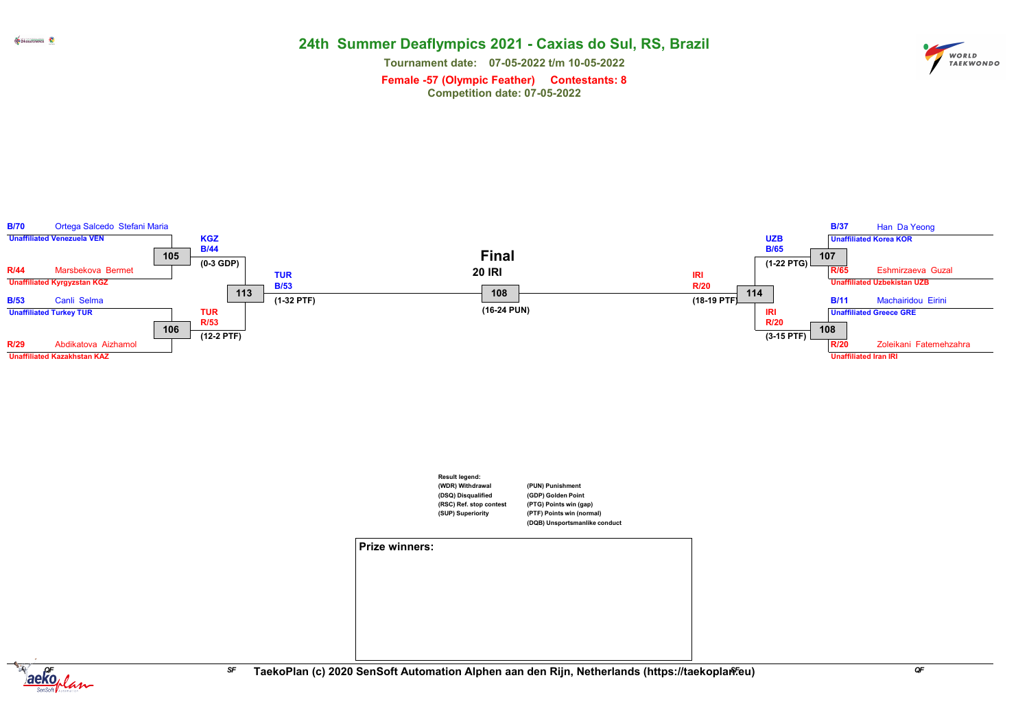# 24th Summer Deaflympics 2021 - Caxias do Sul, RS, Brazil

**Tournament date: 07-05-2022 t/m 10-05-2022**

**Female -57 (Olympic Feather) Contestants: 8**

**Competition date: 07-05-2022**

## Quarterfinals

| Match | Blue | Red | Winner | Score |
|---|---|---|---|---|
| 105 | B/70 Ortega Salcedo Stefani Maria (Unaffiliated Venezuela VEN) | R/44 Marsbekova Bermet (Unaffiliated Kyrgyzstan KGZ) | KGZ B/44 | (0-3 GDP) |
| 106 | B/53 Canli Selma (Unaffiliated Turkey TUR) | R/29 Abdikatova Aizhamol (Unaffiliated Kazakhstan KAZ) | TUR R/53 | (12-2 PTF) |
| 107 | B/37 Han Da Yeong (Unaffiliated Korea KOR) | R/65 Eshmirzaeva Guzal (Unaffiliated Uzbekistan UZB) | UZB B/65 | (1-22 PTG) |
| 108 | B/11 Machairidou Eirini (Unaffiliated Greece GRE) | R/20 Zoleikani Fatemehzahra (Unaffiliated Iran IRI) | IRI R/20 | (3-15 PTF) |

## Semifinals

| Match | Winner | Score |
|---|---|---|
| 113 | TUR B/53 | (1-32 PTF) |
| 114 | IRI R/20 | (18-19 PTF) |

## Final

| Match | Winner | Score |
|---|---|---|
| 108 | 20 IRI | (16-24 PUN) |

**Result legend:**

- (WDR) Withdrawal
- (DSQ) Disqualified
- (RSC) Ref. stop contest
- (SUP) Superiority
- (PUN) Punishment
- (GDP) Golden Point
- (PTG) Points win (gap)
- (PTF) Points win (normal)
- (DQB) Unsportsmanlike conduct

**Prize winners:**

TaekoPlan (c) 2020 SenSoft Automation Alphen aan den Rijn, Netherlands (https://taekoplan.eu)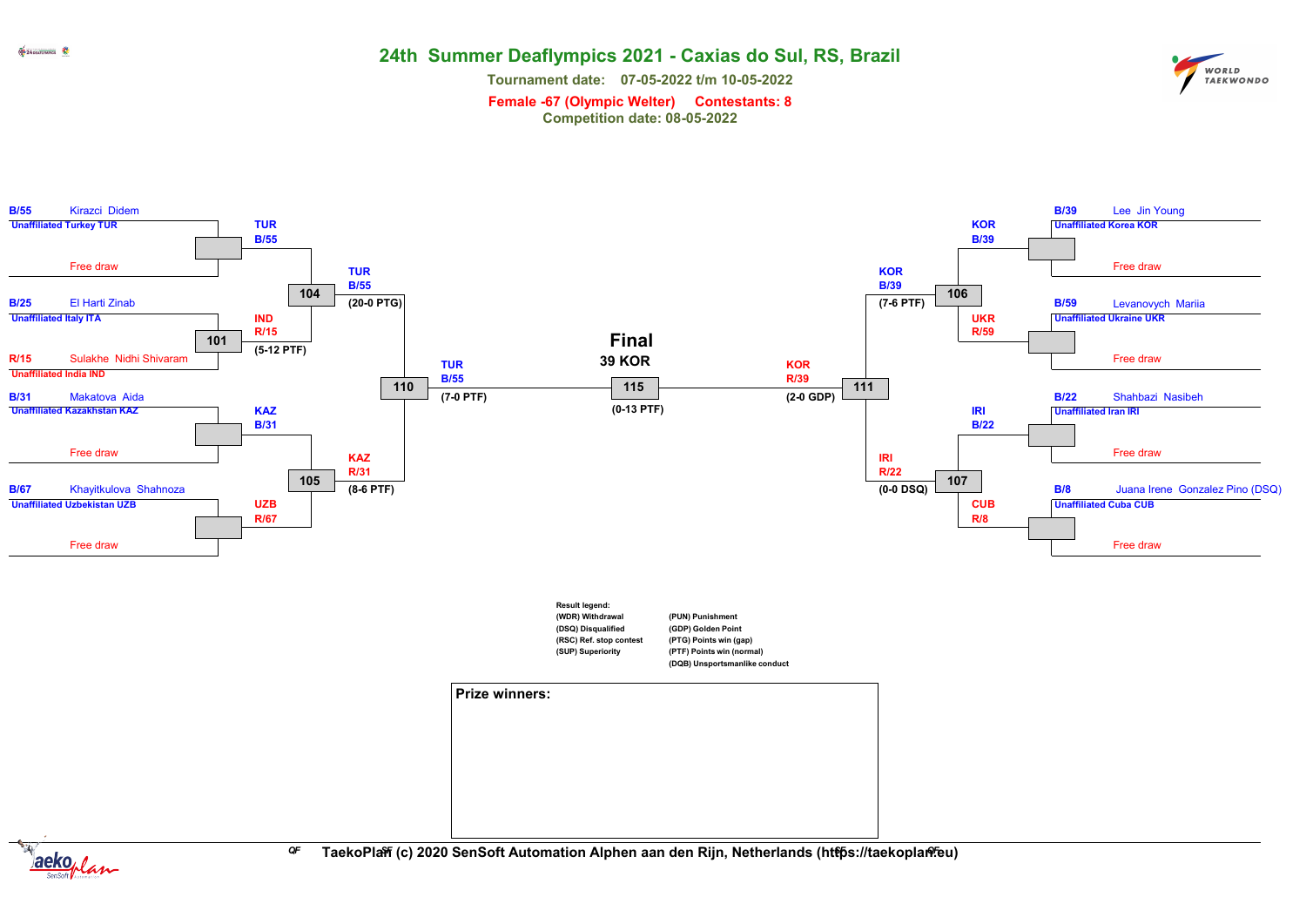# 24th Summer Deaflympics 2021 - Caxias do Sul, RS, Brazil

**Tournament date: 07-05-2022 t/m 10-05-2022**

**Female -67 (Olympic Welter) Contestants: 8**

**Competition date: 08-05-2022**

## Left side of bracket

| Seed | Name | Team |
|---|---|---|
| B/55 | Kirazci Didem | Unaffiliated Turkey TUR |
| | Free draw | |
| B/25 | El Harti Zinab | Unaffiliated Italy ITA |
| R/15 | Sulakhe Nidhi Shivaram | Unaffiliated India IND |
| B/31 | Makatova Aida | Unaffiliated Kazakhstan KAZ |
| | Free draw | |
| B/67 | Khayitkulova Shahnoza | Unaffiliated Uzbekistan UZB |
| | Free draw | |

- Kirazci Didem (Free draw) → TUR B/55
- Match 101: IND R/15 (5-12 PTF)
- Match 104: TUR B/55 (20-0 PTG)
- Kirazci... Makatova Aida (Free draw) → KAZ B/31
- Khayitkulova Shahnoza (Free draw) → UZB R/67
- Match 105: KAZ R/31 (8-6 PTF)
- Match 110: TUR B/55 (7-0 PTF)

## Right side of bracket

| Seed | Name | Team |
|---|---|---|
| B/39 | Lee Jin Young | Unaffiliated Korea KOR |
| | Free draw | |
| B/59 | Levanovych Mariia | Unaffiliated Ukraine UKR |
| | Free draw | |
| B/22 | Shahbazi Nasibeh | Unaffiliated Iran IRI |
| | Free draw | |
| B/8 | Juana Irene Gonzalez Pino (DSQ) | Unaffiliated Cuba CUB |
| | Free draw | |

- Lee Jin Young (Free draw) → KOR B/39
- Levanovych Mariia (Free draw) → UKR R/59
- Match 106: KOR B/39 (7-6 PTF)
- Shahbazi Nasibeh (Free draw) → IRI B/22
- Juana Irene Gonzalez Pino (Free draw) → CUB R/8
- Match 107: IRI R/22 (0-0 DSQ)
- Match 111: KOR R/39 (2-0 GDP)

## Final

**39 KOR**

Match 115: TUR B/55 vs KOR R/39 (0-13 PTF)

**Result legend:**

| | |
|---|---|
| (WDR) Withdrawal | (PUN) Punishment |
| (DSQ) Disqualified | (GDP) Golden Point |
| (RSC) Ref. stop contest | (PTG) Points win (gap) |
| (SUP) Superiority | (PTF) Points win (normal) |
| | (DQB) Unsportsmanlike conduct |

**Prize winners:**

TaekoPlan (c) 2020 SenSoft Automation Alphen aan den Rijn, Netherlands (https://taekoplan.eu)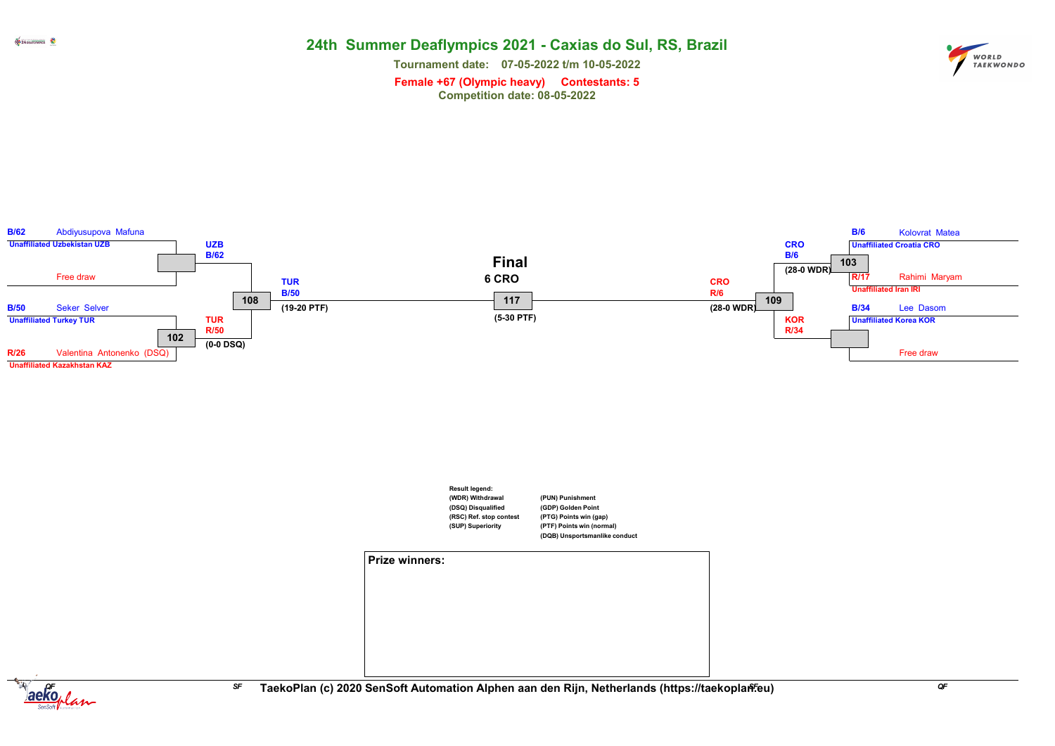# 24th Summer Deaflympics 2021 - Caxias do Sul, RS, Brazil

**Tournament date: 07-05-2022 t/m 10-05-2022**

**Female +67 (Olympic heavy) Contestants: 5**

**Competition date: 08-05-2022**

B/62 Abdiyusupova Mafuna
Unaffiliated Uzbekistan UZB

Free draw

UZB
B/62

B/50 Seker Selver
Unaffiliated Turkey TUR

102

R/26 Valentina Antonenko (DSQ)
Unaffiliated Kazakhstan KAZ

TUR
R/50
(0-0 DSQ)

108

TUR
B/50
(19-20 PTF)

**Final**

**6 CRO**

117

(5-30 PTF)

CRO
R/6
(28-0 WDR)

109

B/6 Kolovrat Matea
Unaffiliated Croatia CRO

103

R/17 Rahimi Maryam
Unaffiliated Iran IRI

CRO
B/6
(28-0 WDR)

B/34 Lee Dasom
Unaffiliated Korea KOR

Free draw

KOR
R/34

Result legend:
(WDR) Withdrawal
(DSQ) Disqualified
(RSC) Ref. stop contest
(SUP) Superiority
(PUN) Punishment
(GDP) Golden Point
(PTG) Points win (gap)
(PTF) Points win (normal)
(DQB) Unsportsmanlike conduct

**Prize winners:**

QF SF SF QF

TaekoPlan (c) 2020 SenSoft Automation Alphen aan den Rijn, Netherlands (https://taekoplan.eu)